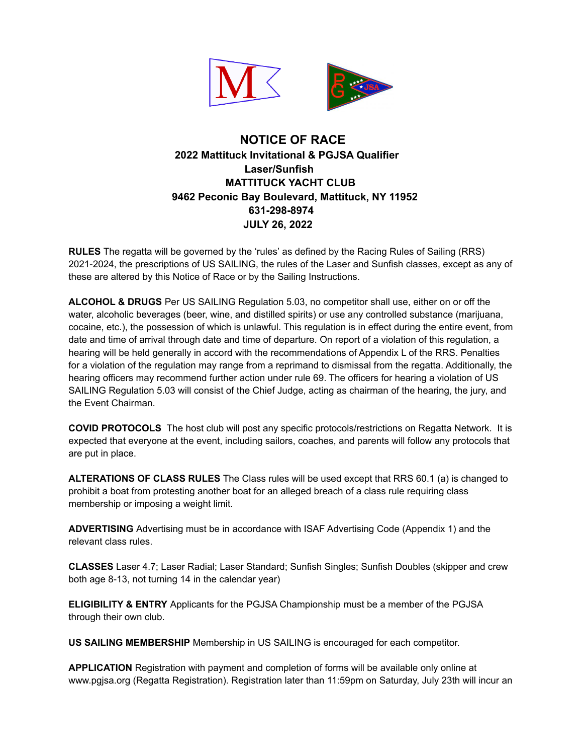# NOTICE OF RACE

**2022 Mattituck Invitational & PGJSA Qualifier**
**Laser/Sunfish**
**MATTITUCK YACHT CLUB**
**9462 Peconic Bay Boulevard, Mattituck, NY 11952**
**631-298-8974**
**JULY 26, 2022**

**RULES** The regatta will be governed by the 'rules' as defined by the Racing Rules of Sailing (RRS) 2021-2024, the prescriptions of US SAILING, the rules of the Laser and Sunfish classes, except as any of these are altered by this Notice of Race or by the Sailing Instructions.

**ALCOHOL & DRUGS** Per US SAILING Regulation 5.03, no competitor shall use, either on or off the water, alcoholic beverages (beer, wine, and distilled spirits) or use any controlled substance (marijuana, cocaine, etc.), the possession of which is unlawful. This regulation is in effect during the entire event, from date and time of arrival through date and time of departure. On report of a violation of this regulation, a hearing will be held generally in accord with the recommendations of Appendix L of the RRS. Penalties for a violation of the regulation may range from a reprimand to dismissal from the regatta. Additionally, the hearing officers may recommend further action under rule 69. The officers for hearing a violation of US SAILING Regulation 5.03 will consist of the Chief Judge, acting as chairman of the hearing, the jury, and the Event Chairman.

**COVID PROTOCOLS** The host club will post any specific protocols/restrictions on Regatta Network. It is expected that everyone at the event, including sailors, coaches, and parents will follow any protocols that are put in place.

**ALTERATIONS OF CLASS RULES** The Class rules will be used except that RRS 60.1 (a) is changed to prohibit a boat from protesting another boat for an alleged breach of a class rule requiring class membership or imposing a weight limit.

**ADVERTISING** Advertising must be in accordance with ISAF Advertising Code (Appendix 1) and the relevant class rules.

**CLASSES** Laser 4.7; Laser Radial; Laser Standard; Sunfish Singles; Sunfish Doubles (skipper and crew both age 8-13, not turning 14 in the calendar year)

**ELIGIBILITY & ENTRY** Applicants for the PGJSA Championship must be a member of the PGJSA through their own club.

**US SAILING MEMBERSHIP** Membership in US SAILING is encouraged for each competitor.

**APPLICATION** Registration with payment and completion of forms will be available only online at www.pgjsa.org (Regatta Registration). Registration later than 11:59pm on Saturday, July 23th will incur an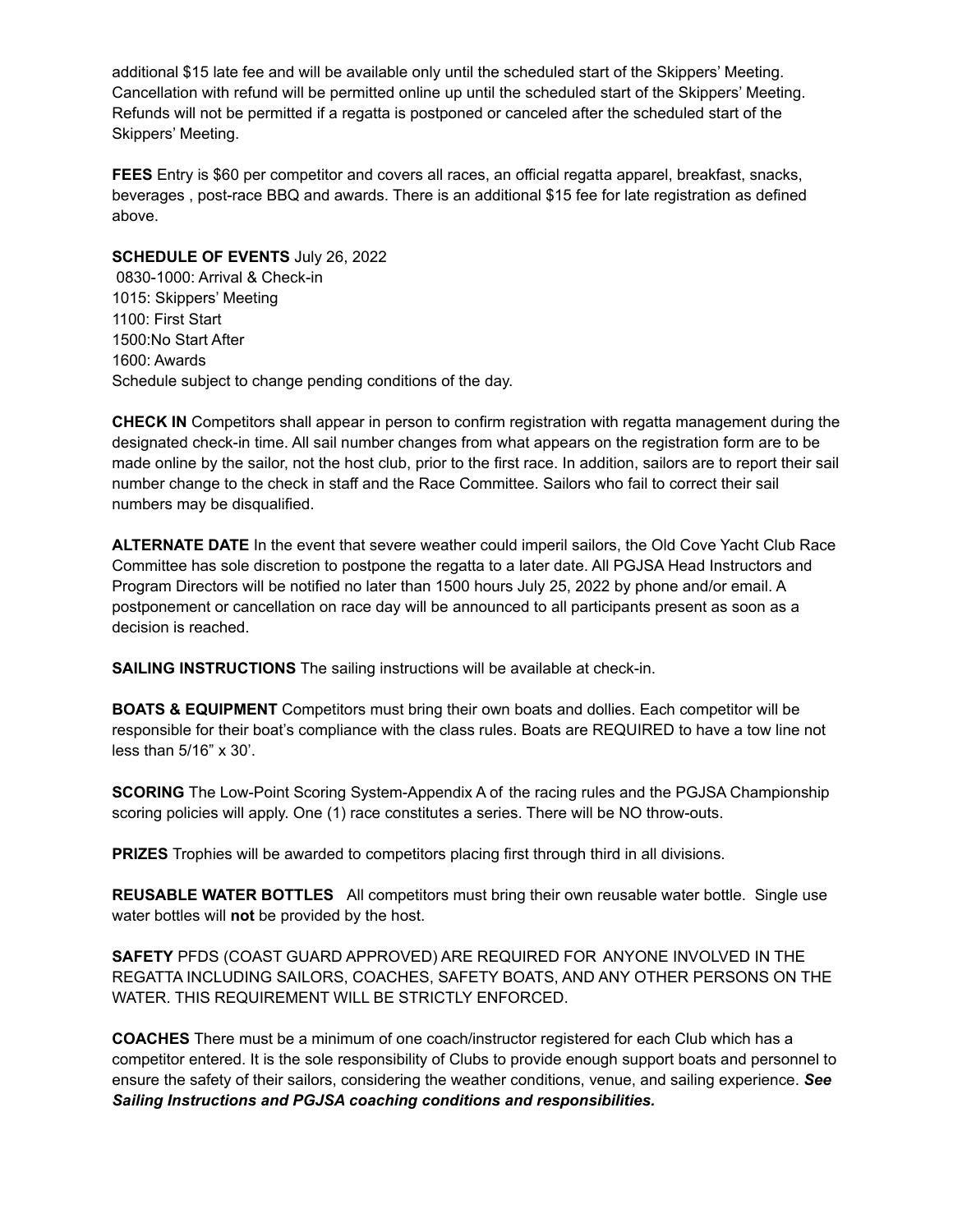additional $15 late fee and will be available only until the scheduled start of the Skippers' Meeting. Cancellation with refund will be permitted online up until the scheduled start of the Skippers' Meeting. Refunds will not be permitted if a regatta is postponed or canceled after the scheduled start of the Skippers' Meeting.

**FEES** Entry is $60 per competitor and covers all races, an official regatta apparel, breakfast, snacks, beverages , post-race BBQ and awards. There is an additional $15 fee for late registration as defined above.

**SCHEDULE OF EVENTS** July 26, 2022
0830-1000: Arrival & Check-in
1015: Skippers' Meeting
1100: First Start
1500:No Start After
1600: Awards
Schedule subject to change pending conditions of the day.

**CHECK IN** Competitors shall appear in person to confirm registration with regatta management during the designated check-in time. All sail number changes from what appears on the registration form are to be made online by the sailor, not the host club, prior to the first race. In addition, sailors are to report their sail number change to the check in staff and the Race Committee. Sailors who fail to correct their sail numbers may be disqualified.

**ALTERNATE DATE** In the event that severe weather could imperil sailors, the Old Cove Yacht Club Race Committee has sole discretion to postpone the regatta to a later date. All PGJSA Head Instructors and Program Directors will be notified no later than 1500 hours July 25, 2022 by phone and/or email. A postponement or cancellation on race day will be announced to all participants present as soon as a decision is reached.

**SAILING INSTRUCTIONS** The sailing instructions will be available at check-in.

**BOATS & EQUIPMENT** Competitors must bring their own boats and dollies. Each competitor will be responsible for their boat's compliance with the class rules. Boats are REQUIRED to have a tow line not less than 5/16" x 30'.

**SCORING** The Low-Point Scoring System-Appendix A of the racing rules and the PGJSA Championship scoring policies will apply. One (1) race constitutes a series. There will be NO throw-outs.

**PRIZES** Trophies will be awarded to competitors placing first through third in all divisions.

**REUSABLE WATER BOTTLES** All competitors must bring their own reusable water bottle. Single use water bottles will **not** be provided by the host.

**SAFETY** PFDS (COAST GUARD APPROVED) ARE REQUIRED FOR ANYONE INVOLVED IN THE REGATTA INCLUDING SAILORS, COACHES, SAFETY BOATS, AND ANY OTHER PERSONS ON THE WATER. THIS REQUIREMENT WILL BE STRICTLY ENFORCED.

**COACHES** There must be a minimum of one coach/instructor registered for each Club which has a competitor entered. It is the sole responsibility of Clubs to provide enough support boats and personnel to ensure the safety of their sailors, considering the weather conditions, venue, and sailing experience. ***See Sailing Instructions and PGJSA coaching conditions and responsibilities.***